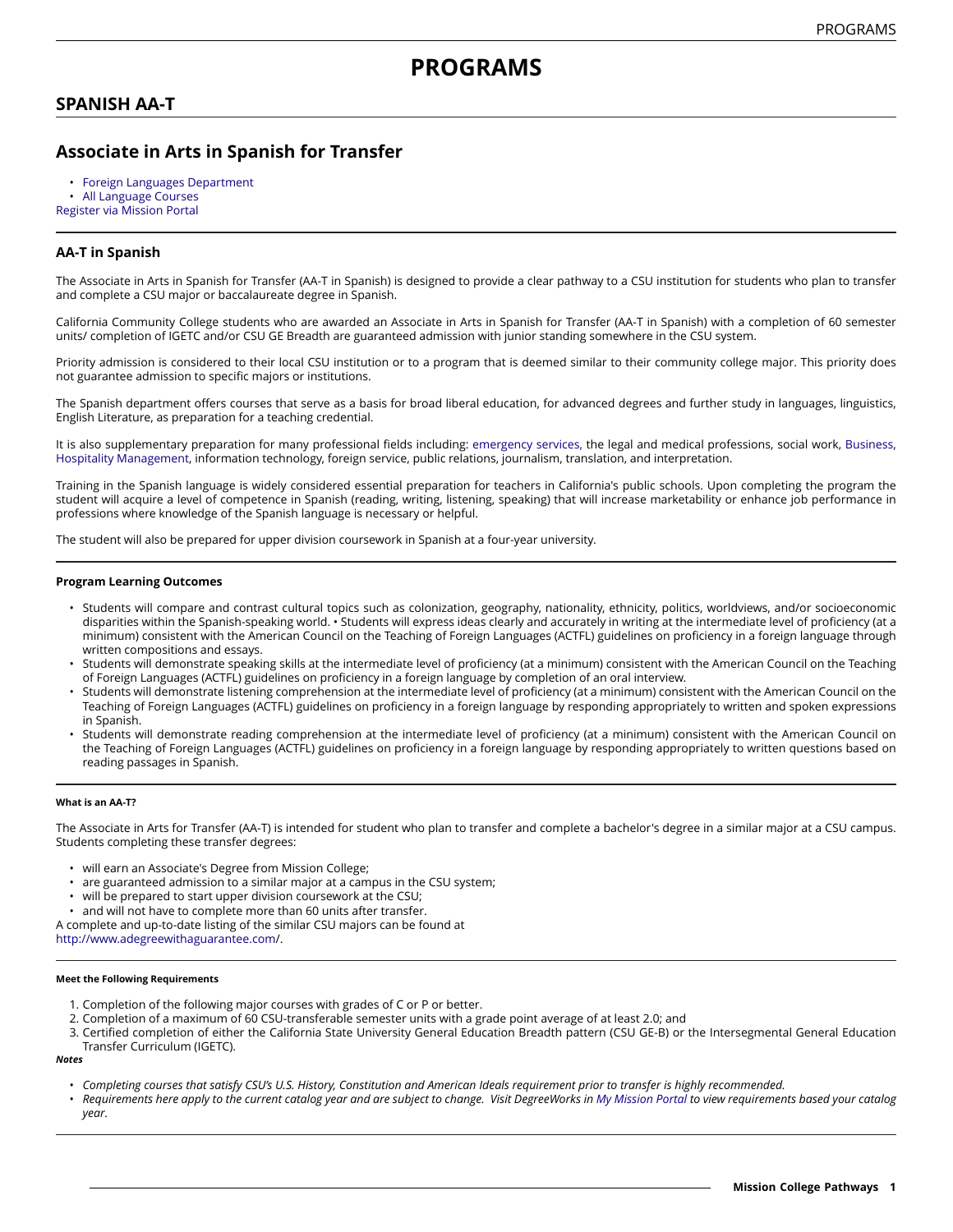# PROGRAMS

## SPANISH AA-T

## Associate in Arts in Spanish for Transfer

- Foreign Languages Department
- All Language Courses

Register via Mission Portal

### AA-T in Spanish

The Associate in Arts in Spanish for Transfer (AA-T in Spanish) is designed to provide a clear pathway to a CSU institution for students who plan to transfer and complete a CSU major or baccalaureate degree in Spanish.

California Community College students who are awarded an Associate in Arts in Spanish for Transfer (AA-T in Spanish) with a completion of 60 semester units/ completion of IGETC and/or CSU GE Breadth are guaranteed admission with junior standing somewhere in the CSU system.

Priority admission is considered to their local CSU institution or to a program that is deemed similar to their community college major. This priority does not guarantee admission to specific majors or institutions.

The Spanish department offers courses that serve as a basis for broad liberal education, for advanced degrees and further study in languages, linguistics, English Literature, as preparation for a teaching credential.

It is also supplementary preparation for many professional fields including: emergency services, the legal and medical professions, social work, Business, Hospitality Management, information technology, foreign service, public relations, journalism, translation, and interpretation.

Training in the Spanish language is widely considered essential preparation for teachers in California's public schools. Upon completing the program the student will acquire a level of competence in Spanish (reading, writing, listening, speaking) that will increase marketability or enhance job performance in professions where knowledge of the Spanish language is necessary or helpful.

The student will also be prepared for upper division coursework in Spanish at a four-year university.

#### Program Learning Outcomes

- Students will compare and contrast cultural topics such as colonization, geography, nationality, ethnicity, politics, worldviews, and/or socioeconomic disparities within the Spanish-speaking world. • Students will express ideas clearly and accurately in writing at the intermediate level of proficiency (at a minimum) consistent with the American Council on the Teaching of Foreign Languages (ACTFL) guidelines on proficiency in a foreign language through written compositions and essays.
- Students will demonstrate speaking skills at the intermediate level of proficiency (at a minimum) consistent with the American Council on the Teaching of Foreign Languages (ACTFL) guidelines on proficiency in a foreign language by completion of an oral interview.
- Students will demonstrate listening comprehension at the intermediate level of proficiency (at a minimum) consistent with the American Council on the Teaching of Foreign Languages (ACTFL) guidelines on proficiency in a foreign language by responding appropriately to written and spoken expressions in Spanish.
- Students will demonstrate reading comprehension at the intermediate level of proficiency (at a minimum) consistent with the American Council on the Teaching of Foreign Languages (ACTFL) guidelines on proficiency in a foreign language by responding appropriately to written questions based on reading passages in Spanish.

##### What is an AA-T?

The Associate in Arts for Transfer (AA-T) is intended for student who plan to transfer and complete a bachelor's degree in a similar major at a CSU campus. Students completing these transfer degrees:

- will earn an Associate's Degree from Mission College;
- are guaranteed admission to a similar major at a campus in the CSU system;
- will be prepared to start upper division coursework at the CSU;
- and will not have to complete more than 60 units after transfer.

A complete and up-to-date listing of the similar CSU majors can be found at http://www.adegreewithaguarantee.com/.

##### Meet the Following Requirements

1. Completion of the following major courses with grades of C or P or better.
2. Completion of a maximum of 60 CSU-transferable semester units with a grade point average of at least 2.0; and
3. Certified completion of either the California State University General Education Breadth pattern (CSU GE-B) or the Intersegmental General Education Transfer Curriculum (IGETC).

***Notes***

- *Completing courses that satisfy CSU's U.S. History, Constitution and American Ideals requirement prior to transfer is highly recommended.*
- *Requirements here apply to the current catalog year and are subject to change. Visit DegreeWorks in My Mission Portal to view requirements based your catalog year.*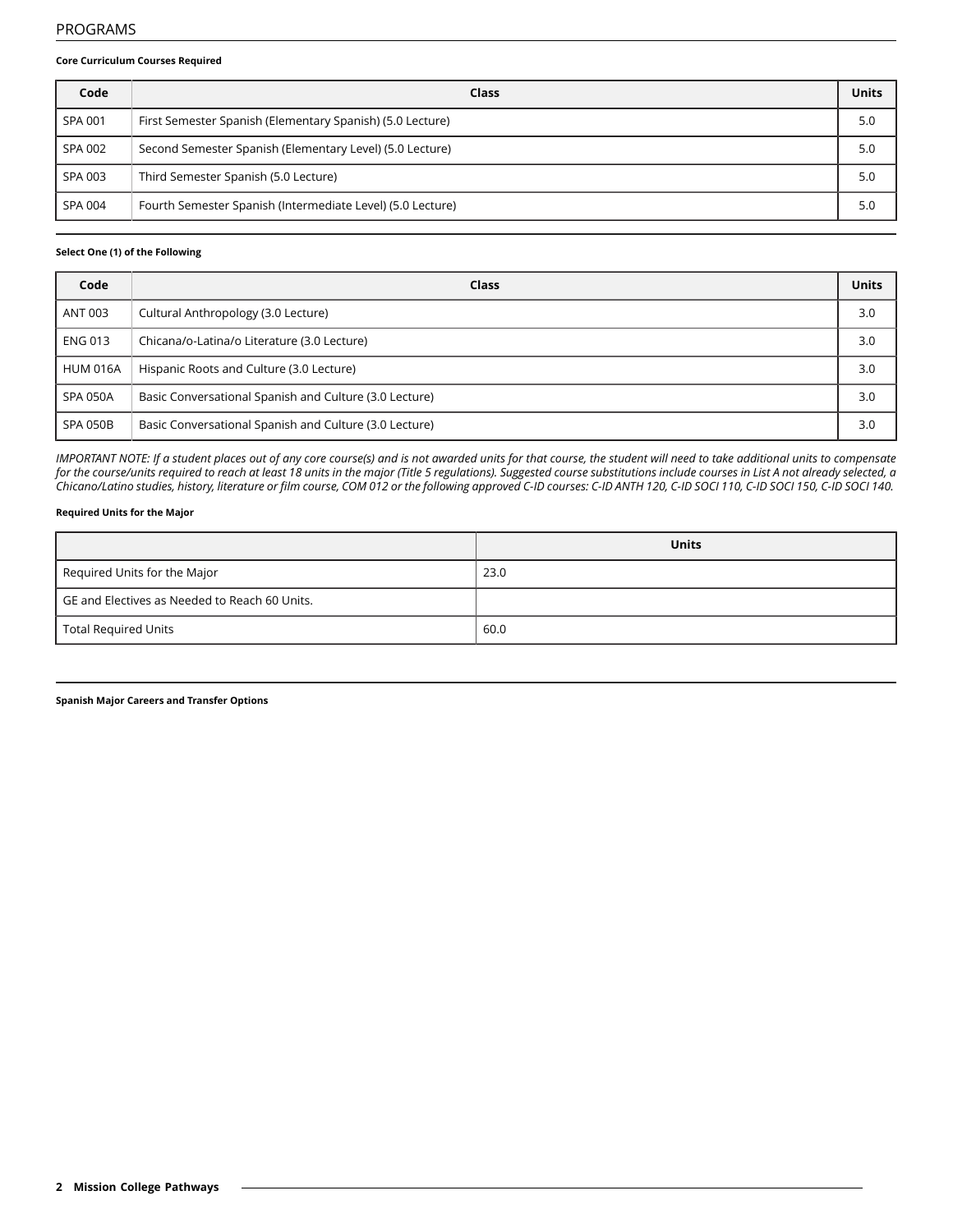#### Core Curriculum Courses Required

| Code | Class | Units |
| --- | --- | --- |
| SPA 001 | First Semester Spanish (Elementary Spanish) (5.0 Lecture) | 5.0 |
| SPA 002 | Second Semester Spanish (Elementary Level) (5.0 Lecture) | 5.0 |
| SPA 003 | Third Semester Spanish (5.0 Lecture) | 5.0 |
| SPA 004 | Fourth Semester Spanish (Intermediate Level) (5.0 Lecture) | 5.0 |

#### Select One (1) of the Following

| Code | Class | Units |
| --- | --- | --- |
| ANT 003 | Cultural Anthropology (3.0 Lecture) | 3.0 |
| ENG 013 | Chicana/o-Latina/o Literature (3.0 Lecture) | 3.0 |
| HUM 016A | Hispanic Roots and Culture (3.0 Lecture) | 3.0 |
| SPA 050A | Basic Conversational Spanish and Culture (3.0 Lecture) | 3.0 |
| SPA 050B | Basic Conversational Spanish and Culture (3.0 Lecture) | 3.0 |

*IMPORTANT NOTE: If a student places out of any core course(s) and is not awarded units for that course, the student will need to take additional units to compensate for the course/units required to reach at least 18 units in the major (Title 5 regulations). Suggested course substitutions include courses in List A not already selected, a Chicano/Latino studies, history, literature or film course, COM 012 or the following approved C-ID courses: C-ID ANTH 120, C-ID SOCI 110, C-ID SOCI 150, C-ID SOCI 140.*

#### Required Units for the Major

| | Units |
| --- | --- |
| Required Units for the Major | 23.0 |
| GE and Electives as Needed to Reach 60 Units. | |
| Total Required Units | 60.0 |

#### Spanish Major Careers and Transfer Options